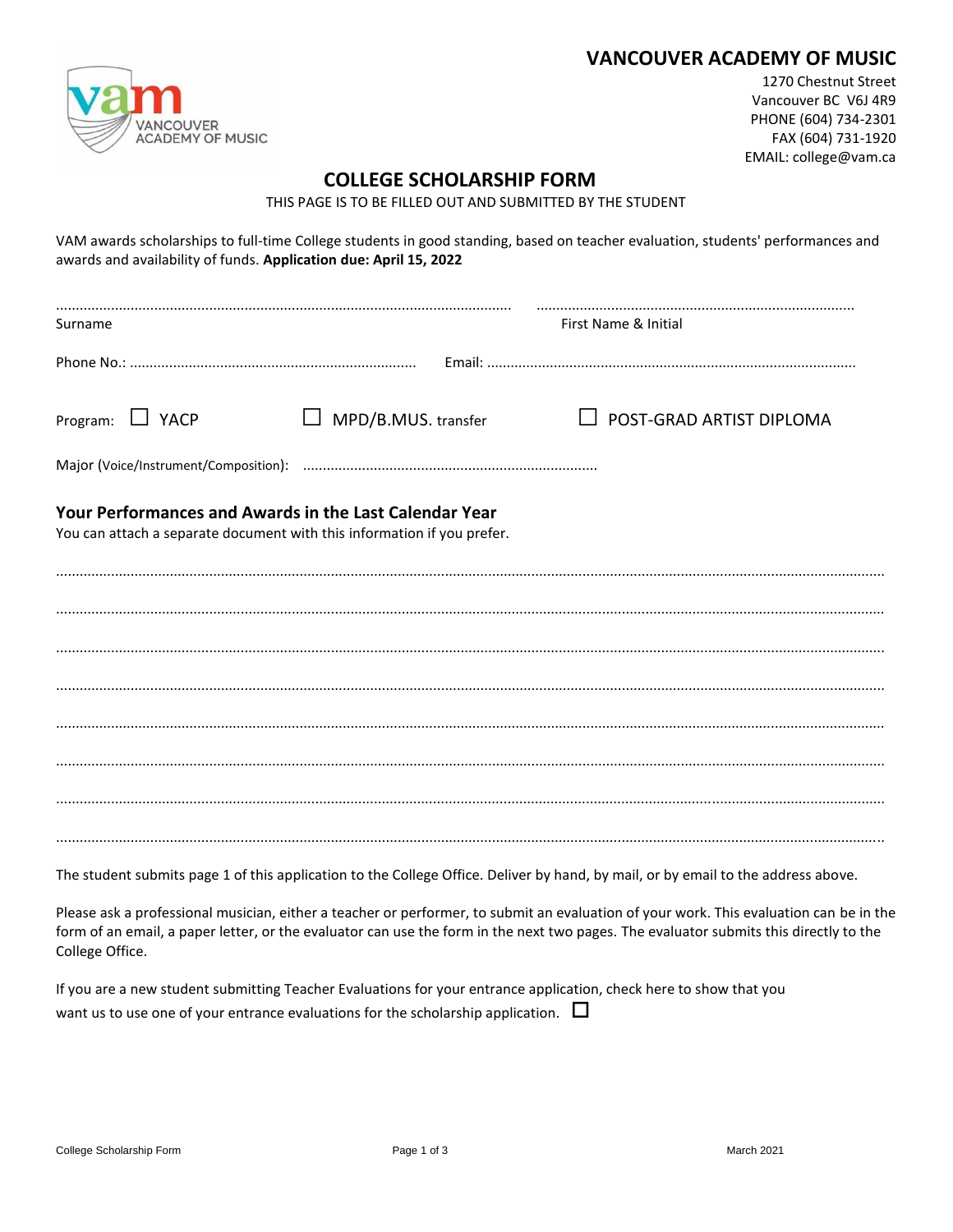# VANCOUVER ACADEMY OF MUSIC

1270 Chestnut Street
Vancouver BC V6J 4R9
PHONE (604) 734-2301
FAX (604) 731-1920
EMAIL: college@vam.ca

## COLLEGE SCHOLARSHIP FORM

THIS PAGE IS TO BE FILLED OUT AND SUBMITTED BY THE STUDENT

VAM awards scholarships to full-time College students in good standing, based on teacher evaluation, students' performances and awards and availability of funds. **Application due: April 15, 2022**

.................................................................................................................... ..................................................................................
Surname First Name & Initial

Phone No.: ........................................................................ Email: .............................................................................................

Program: ☐ YACP ☐ MPD/B.MUS. transfer ☐ POST-GRAD ARTIST DIPLOMA

Major (Voice/Instrument/Composition): ..........................................................................

### Your Performances and Awards in the Last Calendar Year

You can attach a separate document with this information if you prefer.

..........................................................................................................................................................................................................

..........................................................................................................................................................................................................

..........................................................................................................................................................................................................

..........................................................................................................................................................................................................

..........................................................................................................................................................................................................

..........................................................................................................................................................................................................

..........................................................................................................................................................................................................

..........................................................................................................................................................................................................

The student submits page 1 of this application to the College Office. Deliver by hand, by mail, or by email to the address above.

Please ask a professional musician, either a teacher or performer, to submit an evaluation of your work. This evaluation can be in the form of an email, a paper letter, or the evaluator can use the form in the next two pages. The evaluator submits this directly to the College Office.

If you are a new student submitting Teacher Evaluations for your entrance application, check here to show that you want us to use one of your entrance evaluations for the scholarship application. ☐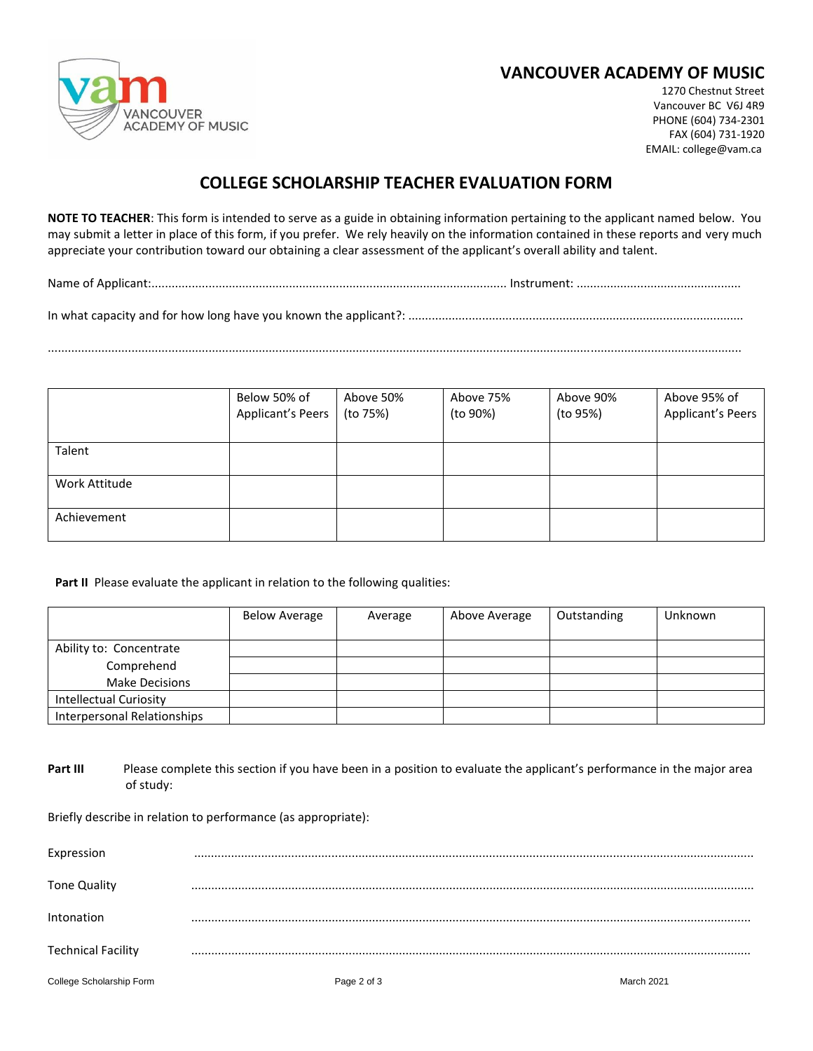**VANCOUVER ACADEMY OF MUSIC**

1270 Chestnut Street
Vancouver BC V6J 4R9
PHONE (604) 734-2301
FAX (604) 731-1920
EMAIL: college@vam.ca

# COLLEGE SCHOLARSHIP TEACHER EVALUATION FORM

**NOTE TO TEACHER**: This form is intended to serve as a guide in obtaining information pertaining to the applicant named below. You may submit a letter in place of this form, if you prefer. We rely heavily on the information contained in these reports and very much appreciate your contribution toward our obtaining a clear assessment of the applicant's overall ability and talent.

Name of Applicant:.......................................................................................................... Instrument: .................................................

In what capacity and for how long have you known the applicant?: ...................................................................................................

..........................................................................................................................................................................................................

| | Below 50% of Applicant's Peers | Above 50% (to 75%) | Above 75% (to 90%) | Above 90% (to 95%) | Above 95% of Applicant's Peers |
|---|---|---|---|---|---|
| Talent | | | | | |
| Work Attitude | | | | | |
| Achievement | | | | | |

**Part II** Please evaluate the applicant in relation to the following qualities:

| | Below Average | Average | Above Average | Outstanding | Unknown |
|---|---|---|---|---|---|
| Ability to: Concentrate | | | | | |
| Comprehend | | | | | |
| Make Decisions | | | | | |
| Intellectual Curiosity | | | | | |
| Interpersonal Relationships | | | | | |

**Part III** Please complete this section if you have been in a position to evaluate the applicant's performance in the major area of study:

Briefly describe in relation to performance (as appropriate):

Expression ..........................................................................................................................................................

Tone Quality ..........................................................................................................................................................

Intonation ..........................................................................................................................................................

Technical Facility ..........................................................................................................................................................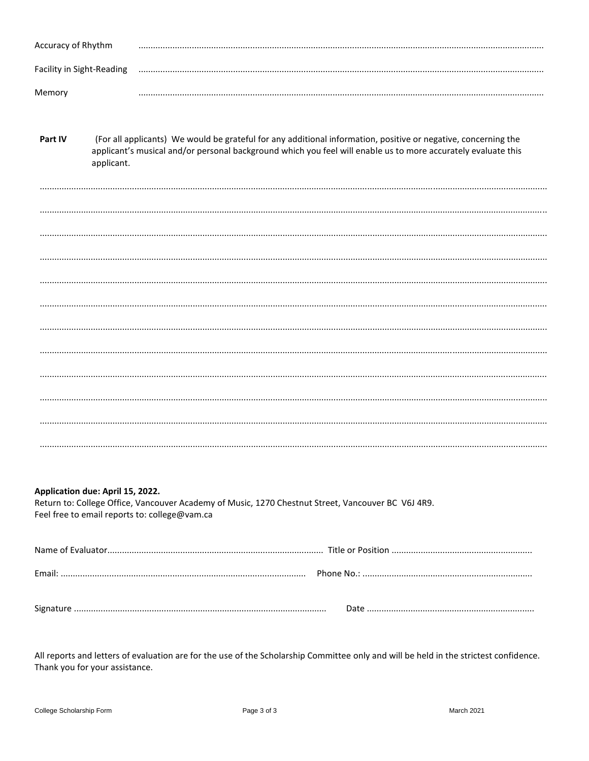Accuracy of Rhythm ..........................................................................................................................................................

Facility in Sight-Reading ..........................................................................................................................................................

Memory ..........................................................................................................................................................

**Part IV** (For all applicants) We would be grateful for any additional information, positive or negative, concerning the applicant's musical and/or personal background which you feel will enable us to more accurately evaluate this applicant.

..........................................................................................................................................................................................

..........................................................................................................................................................................................

..........................................................................................................................................................................................

..........................................................................................................................................................................................

..........................................................................................................................................................................................

..........................................................................................................................................................................................

..........................................................................................................................................................................................

..........................................................................................................................................................................................

..........................................................................................................................................................................................

..........................................................................................................................................................................................

..........................................................................................................................................................................................

..........................................................................................................................................................................................

**Application due: April 15, 2022.**
Return to: College Office, Vancouver Academy of Music, 1270 Chestnut Street, Vancouver BC V6J 4R9.
Feel free to email reports to: college@vam.ca

Name of Evaluator.......................................................................................... Title or Position ..........................................................

Email: ..................................................................................................... Phone No.: ......................................................................

Signature ........................................................................................................ Date .....................................................................

All reports and letters of evaluation are for the use of the Scholarship Committee only and will be held in the strictest confidence. Thank you for your assistance.